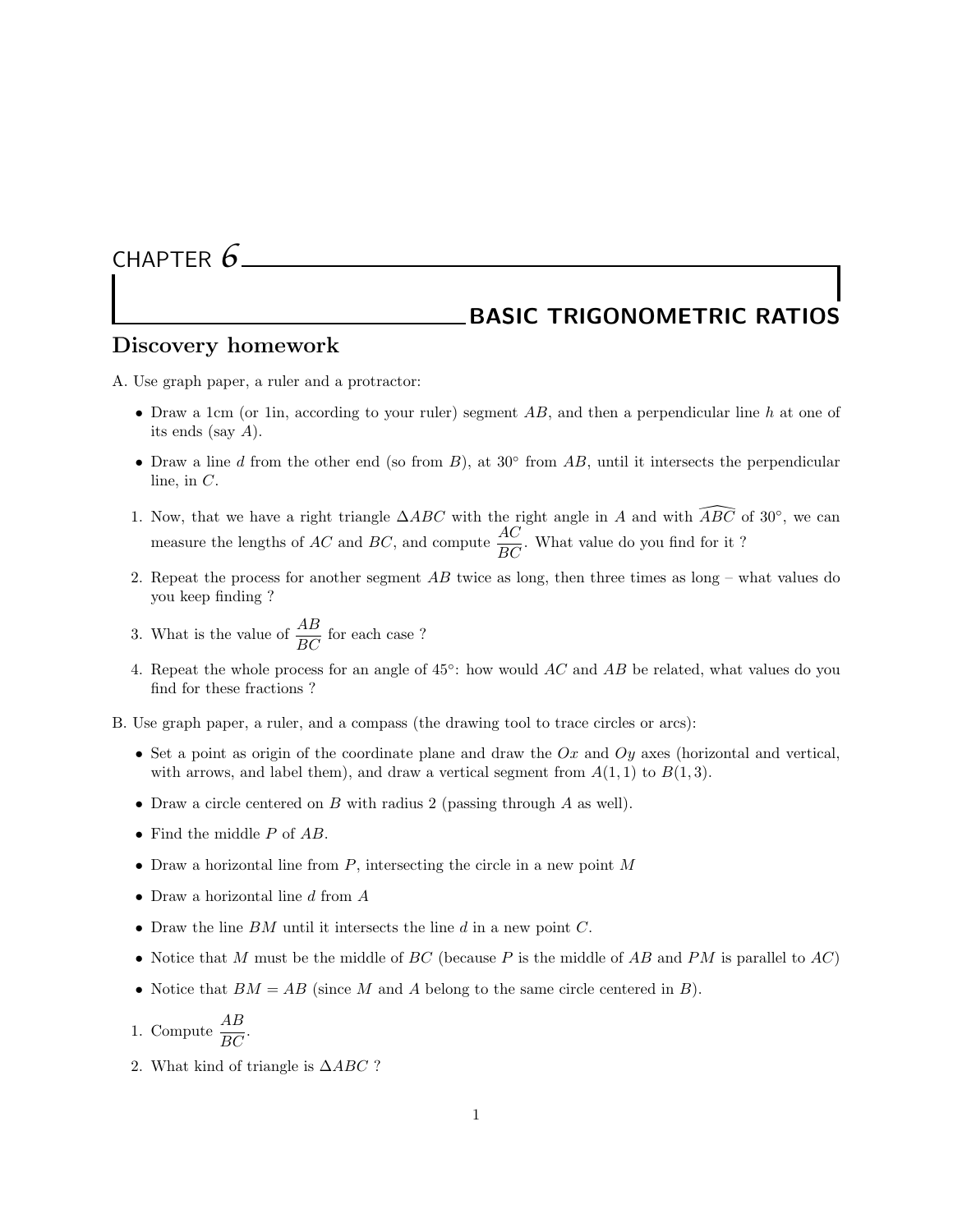# CHAPTER 6

# BASIC TRIGONOMETRIC RATIOS

## Discovery homework

A. Use graph paper, a ruler and a protractor:

- Draw a 1cm (or 1in, according to your ruler) segment $AB$, and then a perpendicular line $h$ at one of its ends (say $A$).
- Draw a line $d$ from the other end (so from $B$), at $30°$ from $AB$, until it intersects the perpendicular line, in $C$.

1. Now, that we have a right triangle $\Delta ABC$ with the right angle in $A$ and with $\widehat{ABC}$ of $30°$, we can measure the lengths of $AC$ and $BC$, and compute $\dfrac{AC}{BC}$. What value do you find for it ?
2. Repeat the process for another segment $AB$ twice as long, then three times as long – what values do you keep finding ?
3. What is the value of $\dfrac{AB}{BC}$ for each case ?
4. Repeat the whole process for an angle of $45°$: how would $AC$ and $AB$ be related, what values do you find for these fractions ?

B. Use graph paper, a ruler, and a compass (the drawing tool to trace circles or arcs):

- Set a point as origin of the coordinate plane and draw the $Ox$ and $Oy$ axes (horizontal and vertical, with arrows, and label them), and draw a vertical segment from $A(1, 1)$ to $B(1, 3)$.
- Draw a circle centered on $B$ with radius 2 (passing through $A$ as well).
- Find the middle $P$ of $AB$.
- Draw a horizontal line from $P$, intersecting the circle in a new point $M$
- Draw a horizontal line $d$ from $A$
- Draw the line $BM$ until it intersects the line $d$ in a new point $C$.
- Notice that $M$ must be the middle of $BC$ (because $P$ is the middle of $AB$ and $PM$ is parallel to $AC$)
- Notice that $BM = AB$ (since $M$ and $A$ belong to the same circle centered in $B$).

1. Compute $\dfrac{AB}{BC}$.
2. What kind of triangle is $\Delta ABC$ ?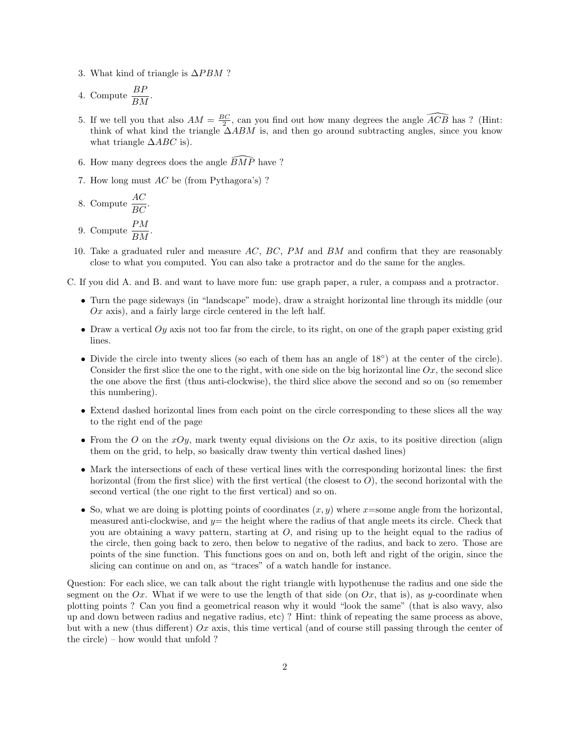3. What kind of triangle is $\Delta PBM$ ?
4. Compute $\dfrac{BP}{BM}$.
5. If we tell you that also $AM = \frac{BC}{2}$, can you find out how many degrees the angle $\widehat{ACB}$ has ? (Hint: think of what kind the triangle $\Delta ABM$ is, and then go around subtracting angles, since you know what triangle $\Delta ABC$ is).
6. How many degrees does the angle $\widehat{BMP}$ have ?
7. How long must $AC$ be (from Pythagora's) ?
8. Compute $\dfrac{AC}{BC}$.
9. Compute $\dfrac{PM}{BM}$.
10. Take a graduated ruler and measure $AC$, $BC$, $PM$ and $BM$ and confirm that they are reasonably close to what you computed. You can also take a protractor and do the same for the angles.

C. If you did A. and B. and want to have more fun: use graph paper, a ruler, a compass and a protractor.

- Turn the page sideways (in "landscape" mode), draw a straight horizontal line through its middle (our $Ox$ axis), and a fairly large circle centered in the left half.
- Draw a vertical $Oy$ axis not too far from the circle, to its right, on one of the graph paper existing grid lines.
- Divide the circle into twenty slices (so each of them has an angle of 18°) at the center of the circle). Consider the first slice the one to the right, with one side on the big horizontal line $Ox$, the second slice the one above the first (thus anti-clockwise), the third slice above the second and so on (so remember this numbering).
- Extend dashed horizontal lines from each point on the circle corresponding to these slices all the way to the right end of the page
- From the $O$ on the $xOy$, mark twenty equal divisions on the $Ox$ axis, to its positive direction (align them on the grid, to help, so basically draw twenty thin vertical dashed lines)
- Mark the intersections of each of these vertical lines with the corresponding horizontal lines: the first horizontal (from the first slice) with the first vertical (the closest to $O$), the second horizontal with the second vertical (the one right to the first vertical) and so on.
- So, what we are doing is plotting points of coordinates $(x, y)$ where $x$=some angle from the horizontal, measured anti-clockwise, and $y$= the height where the radius of that angle meets its circle. Check that you are obtaining a wavy pattern, starting at $O$, and rising up to the height equal to the radius of the circle, then going back to zero, then below to negative of the radius, and back to zero. Those are points of the sine function. This functions goes on and on, both left and right of the origin, since the slicing can continue on and on, as "traces" of a watch handle for instance.

Question: For each slice, we can talk about the right triangle with hypothenuse the radius and one side the segment on the $Ox$. What if we were to use the length of that side (on $Ox$, that is), as $y$-coordinate when plotting points ? Can you find a geometrical reason why it would "look the same" (that is also wavy, also up and down between radius and negative radius, etc) ? Hint: think of repeating the same process as above, but with a new (thus different) $Ox$ axis, this time vertical (and of course still passing through the center of the circle) – how would that unfold ?